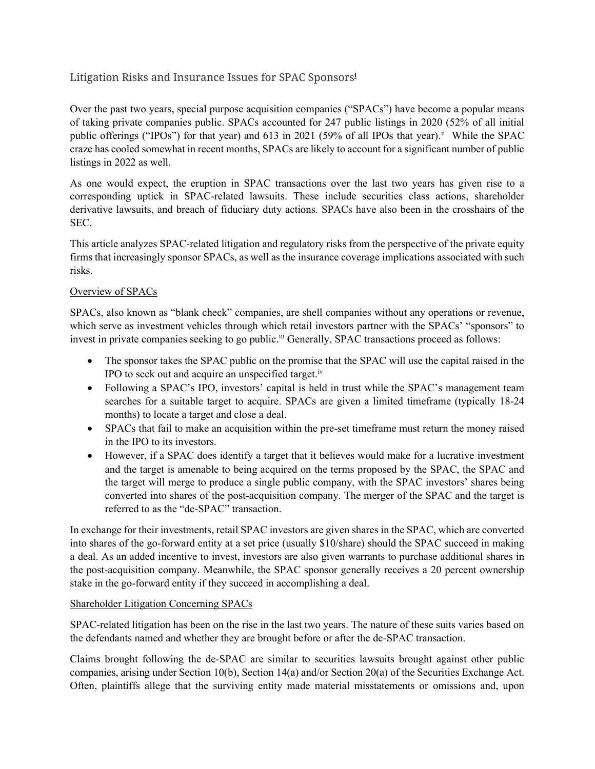# Litigation Risks and Insurance Issues for SPAC Sponsors[i]

Over the past two years, special purpose acquisition companies ("SPACs") have become a popular means of taking private companies public. SPACs accounted for 247 public listings in 2020 (52% of all initial public offerings ("IPOs") for that year) and 613 in 2021 (59% of all IPOs that year).[ii] While the SPAC craze has cooled somewhat in recent months, SPACs are likely to account for a significant number of public listings in 2022 as well.

As one would expect, the eruption in SPAC transactions over the last two years has given rise to a corresponding uptick in SPAC-related lawsuits. These include securities class actions, shareholder derivative lawsuits, and breach of fiduciary duty actions. SPACs have also been in the crosshairs of the SEC.

This article analyzes SPAC-related litigation and regulatory risks from the perspective of the private equity firms that increasingly sponsor SPACs, as well as the insurance coverage implications associated with such risks.

## Overview of SPACs

SPACs, also known as "blank check" companies, are shell companies without any operations or revenue, which serve as investment vehicles through which retail investors partner with the SPACs' "sponsors" to invest in private companies seeking to go public.[iii] Generally, SPAC transactions proceed as follows:

- The sponsor takes the SPAC public on the promise that the SPAC will use the capital raised in the IPO to seek out and acquire an unspecified target.[iv]
- Following a SPAC's IPO, investors' capital is held in trust while the SPAC's management team searches for a suitable target to acquire. SPACs are given a limited timeframe (typically 18-24 months) to locate a target and close a deal.
- SPACs that fail to make an acquisition within the pre-set timeframe must return the money raised in the IPO to its investors.
- However, if a SPAC does identify a target that it believes would make for a lucrative investment and the target is amenable to being acquired on the terms proposed by the SPAC, the SPAC and the target will merge to produce a single public company, with the SPAC investors' shares being converted into shares of the post-acquisition company. The merger of the SPAC and the target is referred to as the "de-SPAC" transaction.

In exchange for their investments, retail SPAC investors are given shares in the SPAC, which are converted into shares of the go-forward entity at a set price (usually $10/share) should the SPAC succeed in making a deal. As an added incentive to invest, investors are also given warrants to purchase additional shares in the post-acquisition company. Meanwhile, the SPAC sponsor generally receives a 20 percent ownership stake in the go-forward entity if they succeed in accomplishing a deal.

## Shareholder Litigation Concerning SPACs

SPAC-related litigation has been on the rise in the last two years. The nature of these suits varies based on the defendants named and whether they are brought before or after the de-SPAC transaction.

Claims brought following the de-SPAC are similar to securities lawsuits brought against other public companies, arising under Section 10(b), Section 14(a) and/or Section 20(a) of the Securities Exchange Act. Often, plaintiffs allege that the surviving entity made material misstatements or omissions and, upon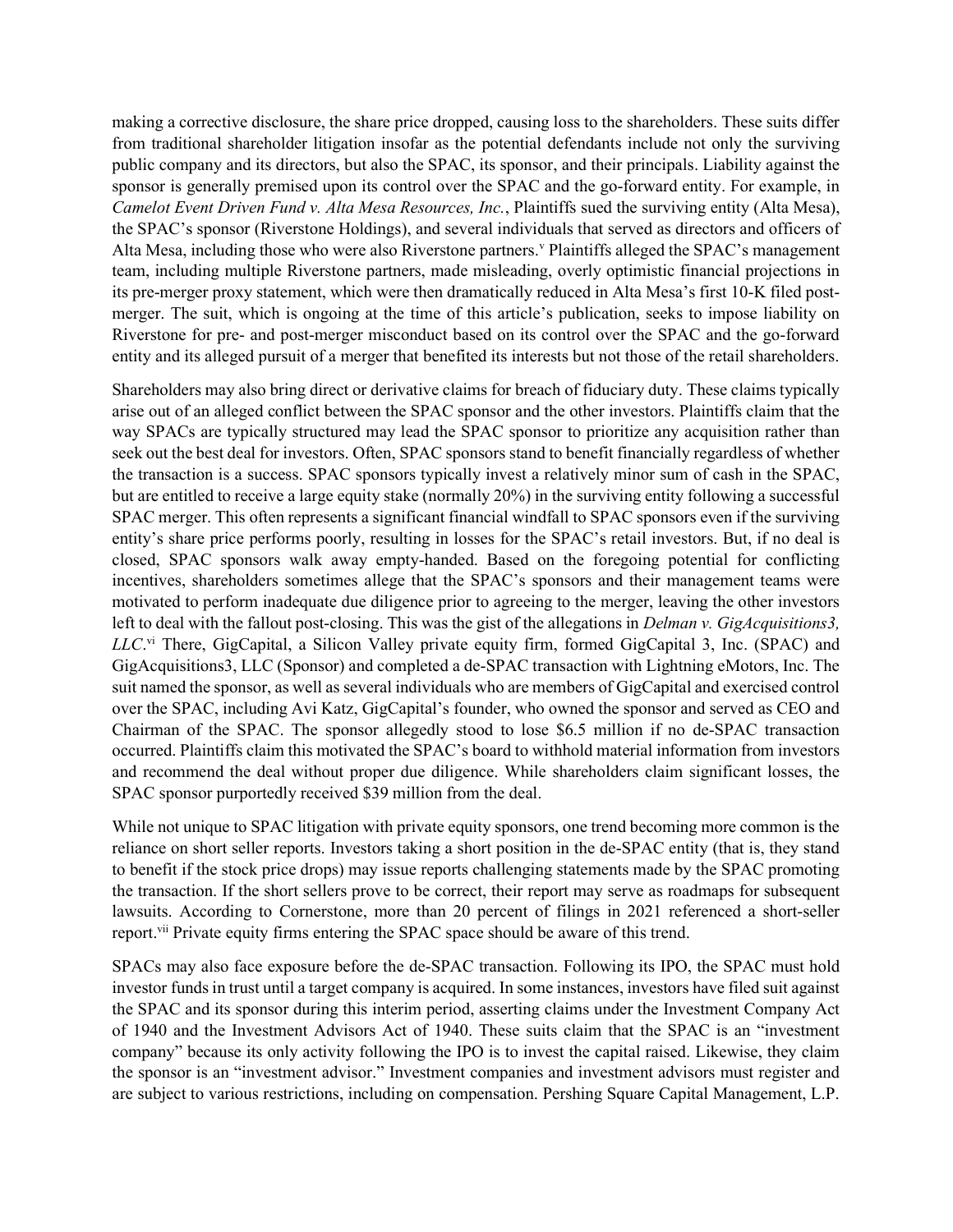making a corrective disclosure, the share price dropped, causing loss to the shareholders. These suits differ from traditional shareholder litigation insofar as the potential defendants include not only the surviving public company and its directors, but also the SPAC, its sponsor, and their principals. Liability against the sponsor is generally premised upon its control over the SPAC and the go-forward entity. For example, in *Camelot Event Driven Fund v. Alta Mesa Resources, Inc.*, Plaintiffs sued the surviving entity (Alta Mesa), the SPAC's sponsor (Riverstone Holdings), and several individuals that served as directors and officers of Alta Mesa, including those who were also Riverstone partners.[v] Plaintiffs alleged the SPAC's management team, including multiple Riverstone partners, made misleading, overly optimistic financial projections in its pre-merger proxy statement, which were then dramatically reduced in Alta Mesa's first 10-K filed post-merger. The suit, which is ongoing at the time of this article's publication, seeks to impose liability on Riverstone for pre- and post-merger misconduct based on its control over the SPAC and the go-forward entity and its alleged pursuit of a merger that benefited its interests but not those of the retail shareholders.

Shareholders may also bring direct or derivative claims for breach of fiduciary duty. These claims typically arise out of an alleged conflict between the SPAC sponsor and the other investors. Plaintiffs claim that the way SPACs are typically structured may lead the SPAC sponsor to prioritize any acquisition rather than seek out the best deal for investors. Often, SPAC sponsors stand to benefit financially regardless of whether the transaction is a success. SPAC sponsors typically invest a relatively minor sum of cash in the SPAC, but are entitled to receive a large equity stake (normally 20%) in the surviving entity following a successful SPAC merger. This often represents a significant financial windfall to SPAC sponsors even if the surviving entity's share price performs poorly, resulting in losses for the SPAC's retail investors. But, if no deal is closed, SPAC sponsors walk away empty-handed. Based on the foregoing potential for conflicting incentives, shareholders sometimes allege that the SPAC's sponsors and their management teams were motivated to perform inadequate due diligence prior to agreeing to the merger, leaving the other investors left to deal with the fallout post-closing. This was the gist of the allegations in *Delman v. GigAcquisitions3, LLC*.[vi] There, GigCapital, a Silicon Valley private equity firm, formed GigCapital 3, Inc. (SPAC) and GigAcquisitions3, LLC (Sponsor) and completed a de-SPAC transaction with Lightning eMotors, Inc. The suit named the sponsor, as well as several individuals who are members of GigCapital and exercised control over the SPAC, including Avi Katz, GigCapital's founder, who owned the sponsor and served as CEO and Chairman of the SPAC. The sponsor allegedly stood to lose $6.5 million if no de-SPAC transaction occurred. Plaintiffs claim this motivated the SPAC's board to withhold material information from investors and recommend the deal without proper due diligence. While shareholders claim significant losses, the SPAC sponsor purportedly received $39 million from the deal.

While not unique to SPAC litigation with private equity sponsors, one trend becoming more common is the reliance on short seller reports. Investors taking a short position in the de-SPAC entity (that is, they stand to benefit if the stock price drops) may issue reports challenging statements made by the SPAC promoting the transaction. If the short sellers prove to be correct, their report may serve as roadmaps for subsequent lawsuits. According to Cornerstone, more than 20 percent of filings in 2021 referenced a short-seller report.[vii] Private equity firms entering the SPAC space should be aware of this trend.

SPACs may also face exposure before the de-SPAC transaction. Following its IPO, the SPAC must hold investor funds in trust until a target company is acquired. In some instances, investors have filed suit against the SPAC and its sponsor during this interim period, asserting claims under the Investment Company Act of 1940 and the Investment Advisors Act of 1940. These suits claim that the SPAC is an "investment company" because its only activity following the IPO is to invest the capital raised. Likewise, they claim the sponsor is an "investment advisor." Investment companies and investment advisors must register and are subject to various restrictions, including on compensation. Pershing Square Capital Management, L.P.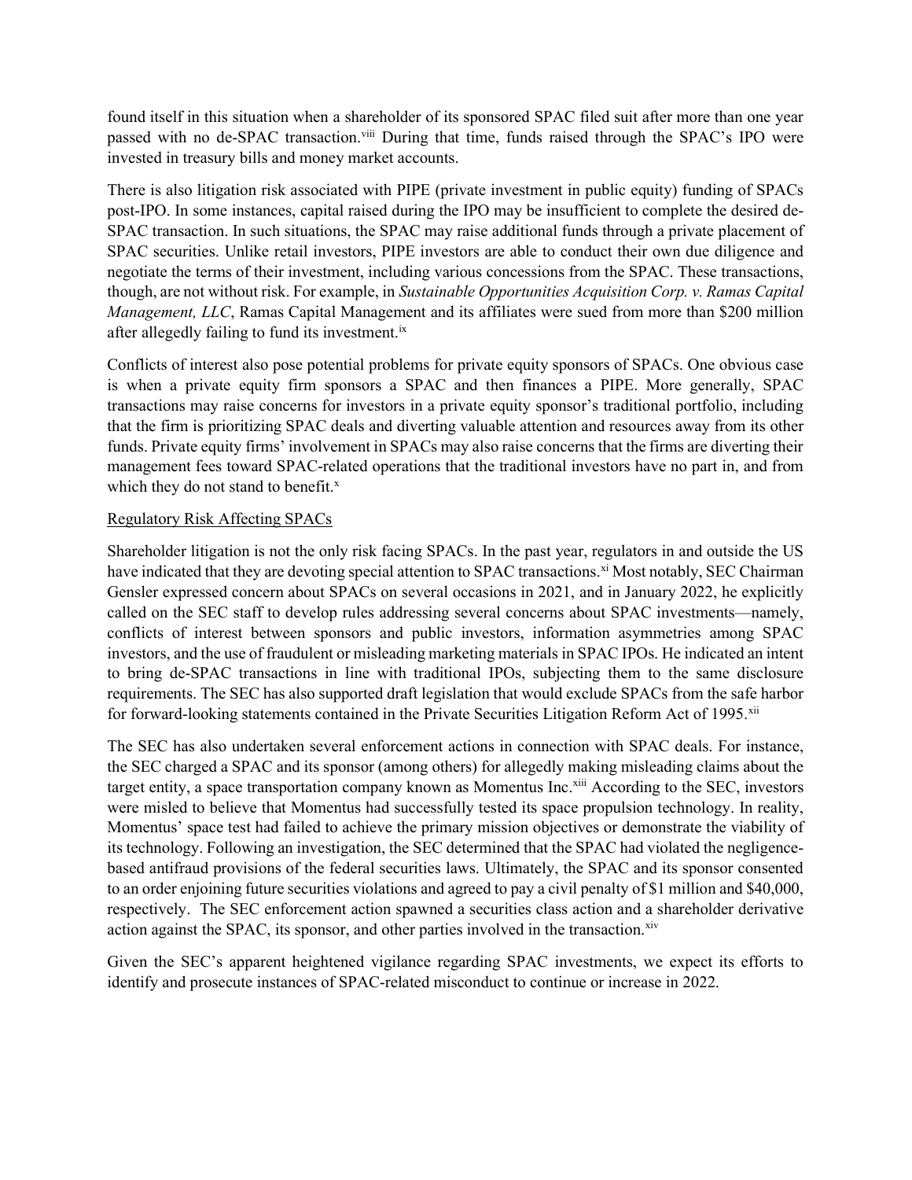found itself in this situation when a shareholder of its sponsored SPAC filed suit after more than one year passed with no de-SPAC transaction.[viii] During that time, funds raised through the SPAC's IPO were invested in treasury bills and money market accounts.

There is also litigation risk associated with PIPE (private investment in public equity) funding of SPACs post-IPO. In some instances, capital raised during the IPO may be insufficient to complete the desired de-SPAC transaction. In such situations, the SPAC may raise additional funds through a private placement of SPAC securities. Unlike retail investors, PIPE investors are able to conduct their own due diligence and negotiate the terms of their investment, including various concessions from the SPAC. These transactions, though, are not without risk. For example, in *Sustainable Opportunities Acquisition Corp. v. Ramas Capital Management, LLC*, Ramas Capital Management and its affiliates were sued from more than $200 million after allegedly failing to fund its investment.[ix]

Conflicts of interest also pose potential problems for private equity sponsors of SPACs. One obvious case is when a private equity firm sponsors a SPAC and then finances a PIPE. More generally, SPAC transactions may raise concerns for investors in a private equity sponsor's traditional portfolio, including that the firm is prioritizing SPAC deals and diverting valuable attention and resources away from its other funds. Private equity firms' involvement in SPACs may also raise concerns that the firms are diverting their management fees toward SPAC-related operations that the traditional investors have no part in, and from which they do not stand to benefit.[x]

## Regulatory Risk Affecting SPACs

Shareholder litigation is not the only risk facing SPACs. In the past year, regulators in and outside the US have indicated that they are devoting special attention to SPAC transactions.[xi] Most notably, SEC Chairman Gensler expressed concern about SPACs on several occasions in 2021, and in January 2022, he explicitly called on the SEC staff to develop rules addressing several concerns about SPAC investments—namely, conflicts of interest between sponsors and public investors, information asymmetries among SPAC investors, and the use of fraudulent or misleading marketing materials in SPAC IPOs. He indicated an intent to bring de-SPAC transactions in line with traditional IPOs, subjecting them to the same disclosure requirements. The SEC has also supported draft legislation that would exclude SPACs from the safe harbor for forward-looking statements contained in the Private Securities Litigation Reform Act of 1995.[xii]

The SEC has also undertaken several enforcement actions in connection with SPAC deals. For instance, the SEC charged a SPAC and its sponsor (among others) for allegedly making misleading claims about the target entity, a space transportation company known as Momentus Inc.[xiii] According to the SEC, investors were misled to believe that Momentus had successfully tested its space propulsion technology. In reality, Momentus' space test had failed to achieve the primary mission objectives or demonstrate the viability of its technology. Following an investigation, the SEC determined that the SPAC had violated the negligence-based antifraud provisions of the federal securities laws. Ultimately, the SPAC and its sponsor consented to an order enjoining future securities violations and agreed to pay a civil penalty of $1 million and $40,000, respectively. The SEC enforcement action spawned a securities class action and a shareholder derivative action against the SPAC, its sponsor, and other parties involved in the transaction.[xiv]

Given the SEC's apparent heightened vigilance regarding SPAC investments, we expect its efforts to identify and prosecute instances of SPAC-related misconduct to continue or increase in 2022.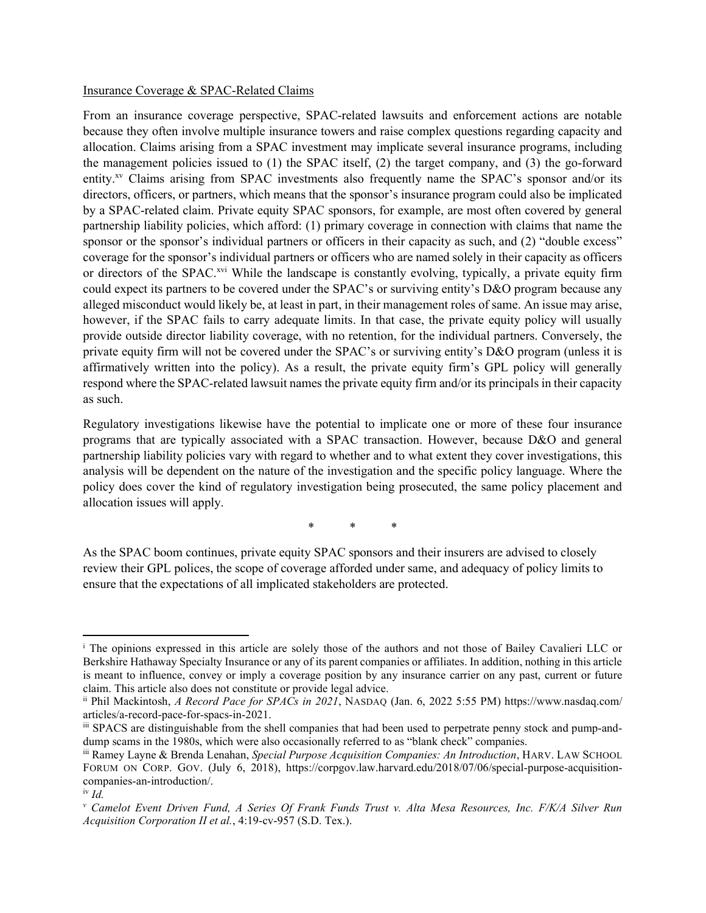Insurance Coverage & SPAC-Related Claims

From an insurance coverage perspective, SPAC-related lawsuits and enforcement actions are notable because they often involve multiple insurance towers and raise complex questions regarding capacity and allocation. Claims arising from a SPAC investment may implicate several insurance programs, including the management policies issued to (1) the SPAC itself, (2) the target company, and (3) the go-forward entity.[xv] Claims arising from SPAC investments also frequently name the SPAC's sponsor and/or its directors, officers, or partners, which means that the sponsor's insurance program could also be implicated by a SPAC-related claim. Private equity SPAC sponsors, for example, are most often covered by general partnership liability policies, which afford: (1) primary coverage in connection with claims that name the sponsor or the sponsor's individual partners or officers in their capacity as such, and (2) "double excess" coverage for the sponsor's individual partners or officers who are named solely in their capacity as officers or directors of the SPAC.[xvi] While the landscape is constantly evolving, typically, a private equity firm could expect its partners to be covered under the SPAC's or surviving entity's D&O program because any alleged misconduct would likely be, at least in part, in their management roles of same. An issue may arise, however, if the SPAC fails to carry adequate limits. In that case, the private equity policy will usually provide outside director liability coverage, with no retention, for the individual partners. Conversely, the private equity firm will not be covered under the SPAC's or surviving entity's D&O program (unless it is affirmatively written into the policy). As a result, the private equity firm's GPL policy will generally respond where the SPAC-related lawsuit names the private equity firm and/or its principals in their capacity as such.

Regulatory investigations likewise have the potential to implicate one or more of these four insurance programs that are typically associated with a SPAC transaction. However, because D&O and general partnership liability policies vary with regard to whether and to what extent they cover investigations, this analysis will be dependent on the nature of the investigation and the specific policy language. Where the policy does cover the kind of regulatory investigation being prosecuted, the same policy placement and allocation issues will apply.

\* \* \*

As the SPAC boom continues, private equity SPAC sponsors and their insurers are advised to closely review their GPL polices, the scope of coverage afforded under same, and adequacy of policy limits to ensure that the expectations of all implicated stakeholders are protected.

---

[i] The opinions expressed in this article are solely those of the authors and not those of Bailey Cavalieri LLC or Berkshire Hathaway Specialty Insurance or any of its parent companies or affiliates. In addition, nothing in this article is meant to influence, convey or imply a coverage position by any insurance carrier on any past, current or future claim. This article also does not constitute or provide legal advice.

[ii] Phil Mackintosh, *A Record Pace for SPACs in 2021*, NASDAQ (Jan. 6, 2022 5:55 PM) https://www.nasdaq.com/articles/a-record-pace-for-spacs-in-2021.

[iii] SPACS are distinguishable from the shell companies that had been used to perpetrate penny stock and pump-and-dump scams in the 1980s, which were also occasionally referred to as "blank check" companies.

[iii] Ramey Layne & Brenda Lenahan, *Special Purpose Acquisition Companies: An Introduction*, HARV. LAW SCHOOL FORUM ON CORP. GOV. (July 6, 2018), https://corpgov.law.harvard.edu/2018/07/06/special-purpose-acquisition-companies-an-introduction/.

[iv] *Id.*

[v] *Camelot Event Driven Fund, A Series Of Frank Funds Trust v. Alta Mesa Resources, Inc. F/K/A Silver Run Acquisition Corporation II et al.*, 4:19-cv-957 (S.D. Tex.).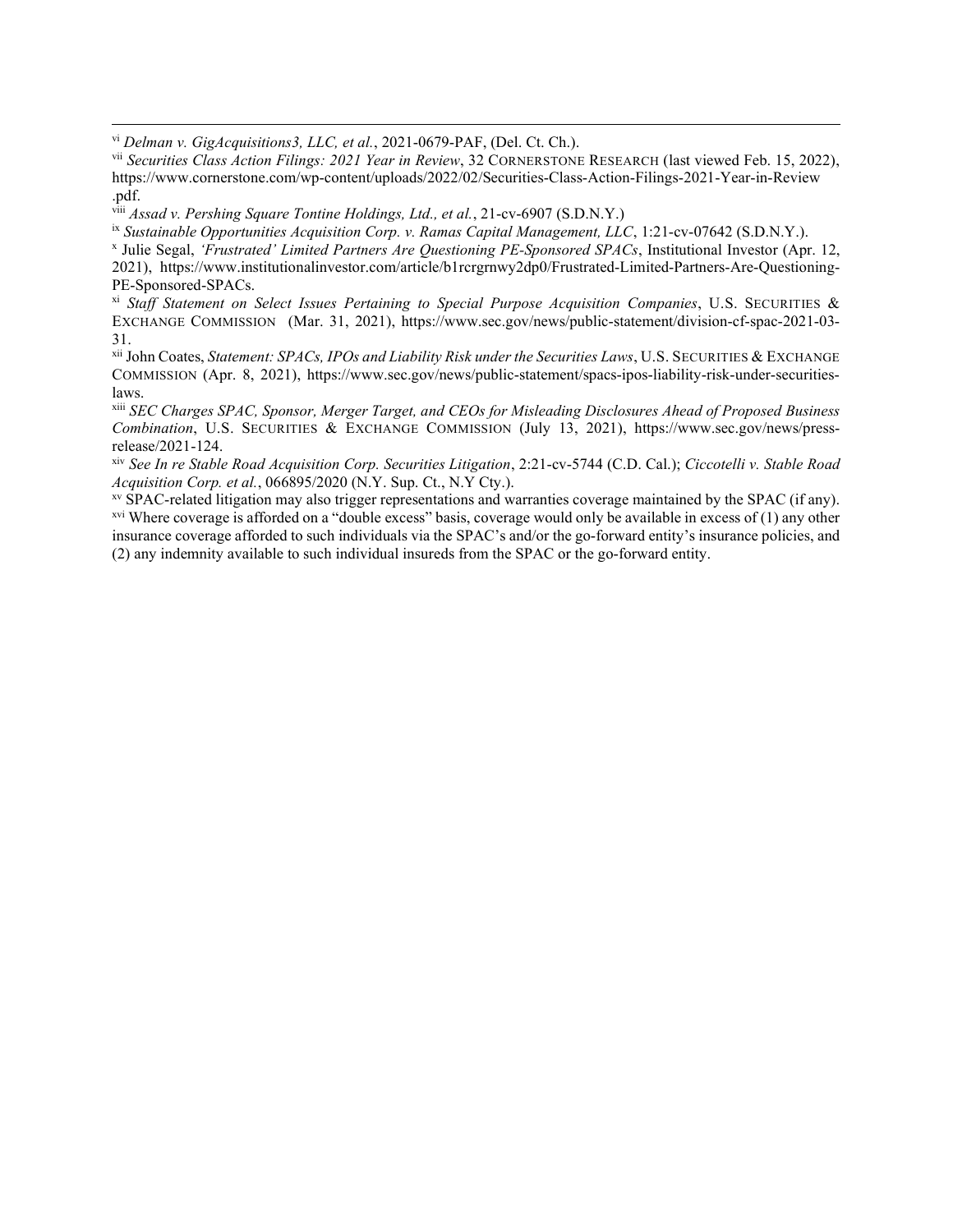[vi] *Delman v. GigAcquisitions3, LLC, et al.*, 2021-0679-PAF, (Del. Ct. Ch.).

[vii] *Securities Class Action Filings: 2021 Year in Review*, 32 CORNERSTONE RESEARCH (last viewed Feb. 15, 2022), https://www.cornerstone.com/wp-content/uploads/2022/02/Securities-Class-Action-Filings-2021-Year-in-Review .pdf.

[viii] *Assad v. Pershing Square Tontine Holdings, Ltd., et al.*, 21-cv-6907 (S.D.N.Y.)

[ix] *Sustainable Opportunities Acquisition Corp. v. Ramas Capital Management, LLC*, 1:21-cv-07642 (S.D.N.Y.).

[x] Julie Segal, *'Frustrated' Limited Partners Are Questioning PE-Sponsored SPACs*, Institutional Investor (Apr. 12, 2021), https://www.institutionalinvestor.com/article/b1rcrgrnwy2dp0/Frustrated-Limited-Partners-Are-Questioning-PE-Sponsored-SPACs.

[xi] *Staff Statement on Select Issues Pertaining to Special Purpose Acquisition Companies*, U.S. SECURITIES & EXCHANGE COMMISSION (Mar. 31, 2021), https://www.sec.gov/news/public-statement/division-cf-spac-2021-03-31.

[xii] John Coates, *Statement: SPACs, IPOs and Liability Risk under the Securities Laws*, U.S. SECURITIES & EXCHANGE COMMISSION (Apr. 8, 2021), https://www.sec.gov/news/public-statement/spacs-ipos-liability-risk-under-securities-laws.

[xiii] *SEC Charges SPAC, Sponsor, Merger Target, and CEOs for Misleading Disclosures Ahead of Proposed Business Combination*, U.S. SECURITIES & EXCHANGE COMMISSION (July 13, 2021), https://www.sec.gov/news/press-release/2021-124.

[xiv] *See In re Stable Road Acquisition Corp. Securities Litigation*, 2:21-cv-5744 (C.D. Cal.); *Ciccotelli v. Stable Road Acquisition Corp. et al.*, 066895/2020 (N.Y. Sup. Ct., N.Y Cty.).

[xv] SPAC-related litigation may also trigger representations and warranties coverage maintained by the SPAC (if any).

[xvi] Where coverage is afforded on a "double excess" basis, coverage would only be available in excess of (1) any other insurance coverage afforded to such individuals via the SPAC's and/or the go-forward entity's insurance policies, and (2) any indemnity available to such individual insureds from the SPAC or the go-forward entity.